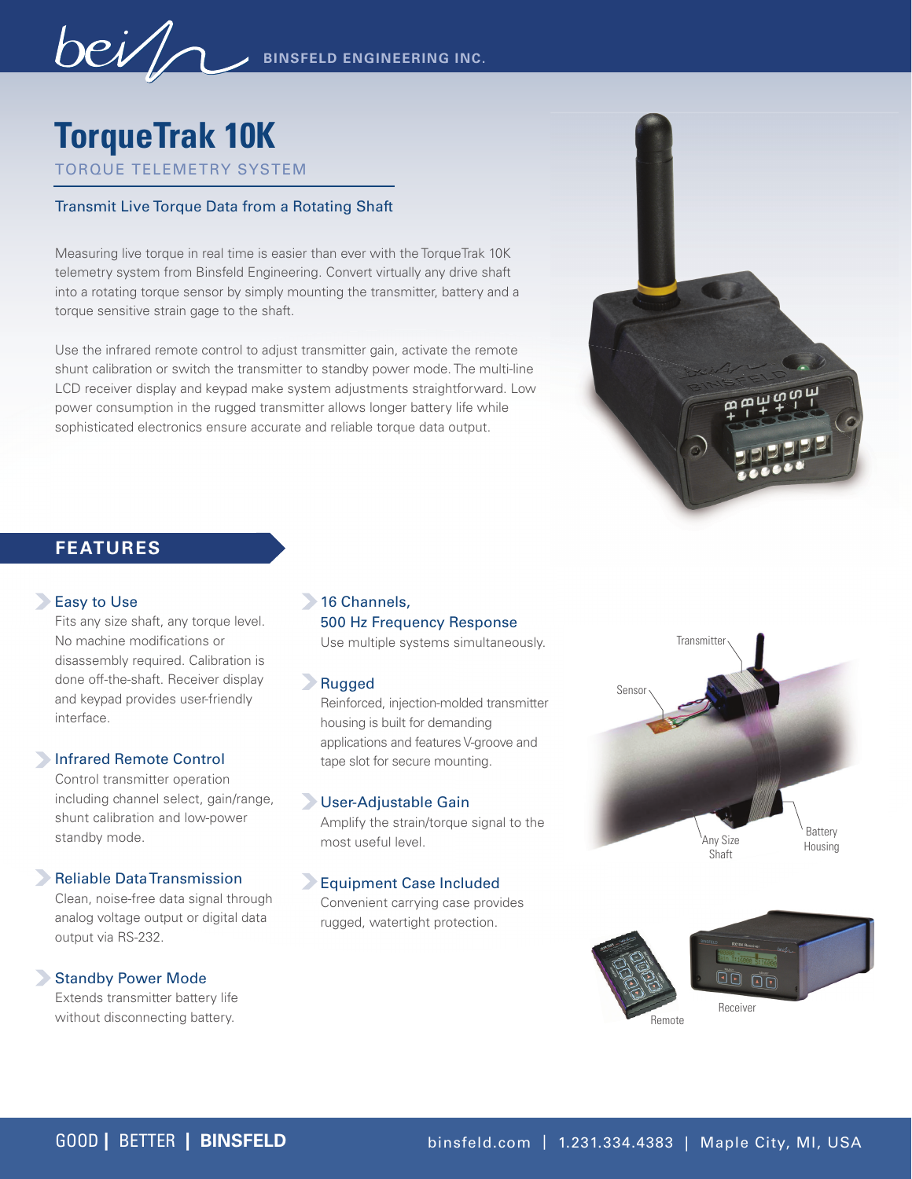BINSFELD ENGINEERING INC.

# TorqueTrak 10K

TORQUE TELEMETRY SYSTEM

## Transmit Live Torque Data from a Rotating Shaft

Measuring live torque in real time is easier than ever with the TorqueTrak 10K telemetry system from Binsfeld Engineering. Convert virtually any drive shaft into a rotating torque sensor by simply mounting the transmitter, battery and a torque sensitive strain gage to the shaft.

Use the infrared remote control to adjust transmitter gain, activate the remote shunt calibration or switch the transmitter to standby power mode. The multi-line LCD receiver display and keypad make system adjustments straightforward. Low power consumption in the rugged transmitter allows longer battery life while sophisticated electronics ensure accurate and reliable torque data output.

## FEATURES

### Easy to Use

Fits any size shaft, any torque level. No machine modifications or disassembly required. Calibration is done off-the-shaft. Receiver display and keypad provides user-friendly interface.

### Infrared Remote Control

Control transmitter operation including channel select, gain/range, shunt calibration and low-power standby mode.

### Reliable Data Transmission

Clean, noise-free data signal through analog voltage output or digital data output via RS-232.

### Standby Power Mode

Extends transmitter battery life without disconnecting battery.

### 16 Channels, 500 Hz Frequency Response

Use multiple systems simultaneously.

### Rugged

Reinforced, injection-molded transmitter housing is built for demanding applications and features V-groove and tape slot for secure mounting.

### User-Adjustable Gain

Amplify the strain/torque signal to the most useful level.

### Equipment Case Included

Convenient carrying case provides rugged, watertight protection.

Transmitter, Sensor, Any Size Shaft, Battery Housing

Remote, Receiver

GOOD | BETTER | BINSFELD

binsfeld.com | 1.231.334.4383 | Maple City, MI, USA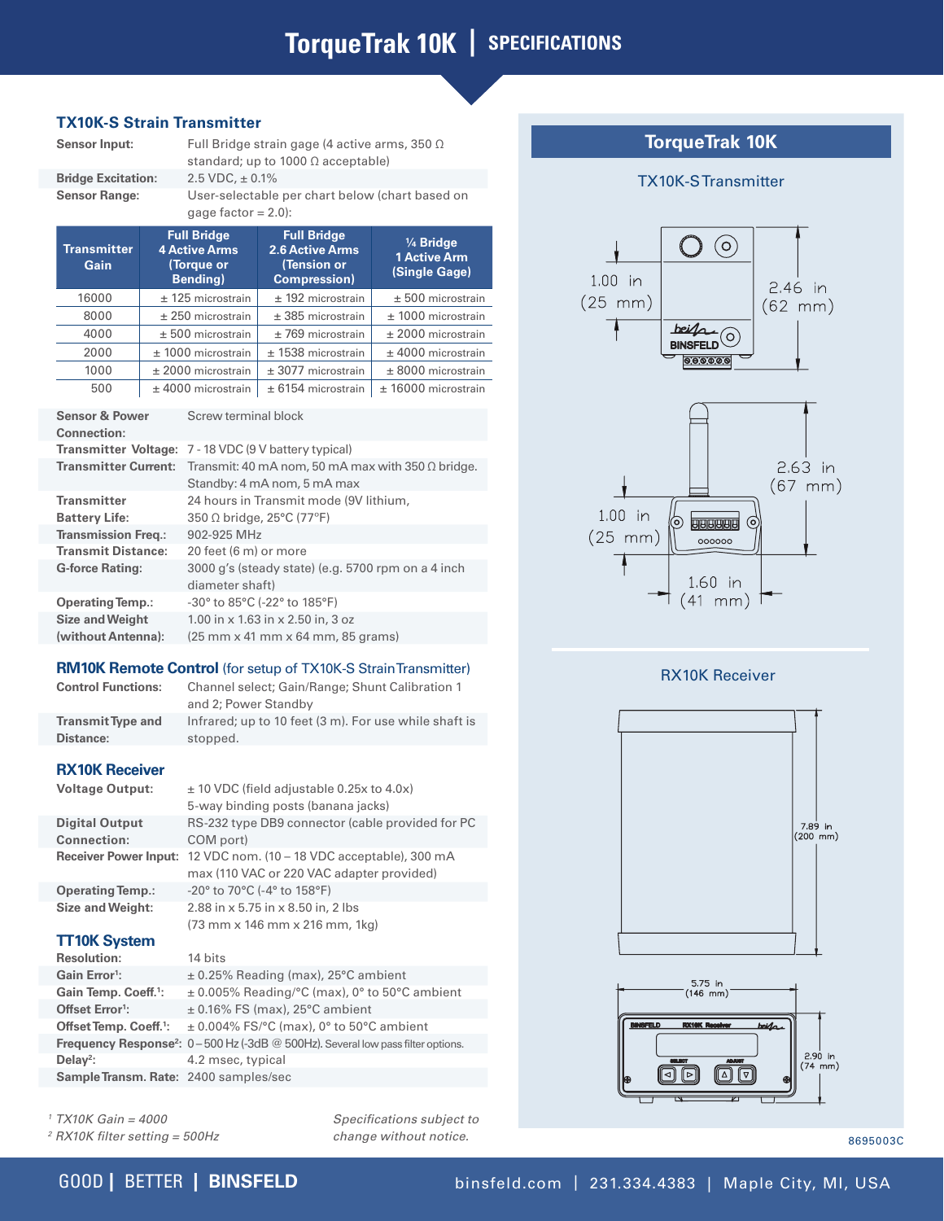# TorqueTrak 10K | SPECIFICATIONS

## TX10K-S Strain Transmitter

| | |
|---|---|
| **Sensor Input:** | Full Bridge strain gage (4 active arms, 350 Ω standard; up to 1000 Ω acceptable) |
| **Bridge Excitation:** | 2.5 VDC, ± 0.1% |
| **Sensor Range:** | User-selectable per chart below (chart based on gage factor = 2.0): |

| Transmitter Gain | Full Bridge 4 Active Arms (Torque or Bending) | Full Bridge 2.6 Active Arms (Tension or Compression) | ¼ Bridge 1 Active Arm (Single Gage) |
|---|---|---|---|
| 16000 | ± 125 microstrain | ± 192 microstrain | ± 500 microstrain |
| 8000 | ± 250 microstrain | ± 385 microstrain | ± 1000 microstrain |
| 4000 | ± 500 microstrain | ± 769 microstrain | ± 2000 microstrain |
| 2000 | ± 1000 microstrain | ± 1538 microstrain | ± 4000 microstrain |
| 1000 | ± 2000 microstrain | ± 3077 microstrain | ± 8000 microstrain |
| 500 | ± 4000 microstrain | ± 6154 microstrain | ± 16000 microstrain |

| | |
|---|---|
| **Sensor & Power Connection:** | Screw terminal block |
| **Transmitter Voltage:** | 7 - 18 VDC (9 V battery typical) |
| **Transmitter Current:** | Transmit: 40 mA nom, 50 mA max with 350 Ω bridge. Standby: 4 mA nom, 5 mA max |
| **Transmitter Battery Life:** | 24 hours in Transmit mode (9V lithium, 350 Ω bridge, 25°C (77°F) |
| **Transmission Freq.:** | 902-925 MHz |
| **Transmit Distance:** | 20 feet (6 m) or more |
| **G-force Rating:** | 3000 g's (steady state) (e.g. 5700 rpm on a 4 inch diameter shaft) |
| **Operating Temp.:** | -30° to 85°C (-22° to 185°F) |
| **Size and Weight (without Antenna):** | 1.00 in x 1.63 in x 2.50 in, 3 oz (25 mm x 41 mm x 64 mm, 85 grams) |

## RM10K Remote Control (for setup of TX10K-S Strain Transmitter)

| | |
|---|---|
| **Control Functions:** | Channel select; Gain/Range; Shunt Calibration 1 and 2; Power Standby |
| **Transmit Type and Distance:** | Infrared; up to 10 feet (3 m). For use while shaft is stopped. |

## RX10K Receiver

| | |
|---|---|
| **Voltage Output:** | ± 10 VDC (field adjustable 0.25x to 4.0x) 5-way binding posts (banana jacks) |
| **Digital Output Connection:** | RS-232 type DB9 connector (cable provided for PC COM port) |
| **Receiver Power Input:** | 12 VDC nom. (10 – 18 VDC acceptable), 300 mA max (110 VAC or 220 VAC adapter provided) |
| **Operating Temp.:** | -20° to 70°C (-4° to 158°F) |
| **Size and Weight:** | 2.88 in x 5.75 in x 8.50 in, 2 lbs (73 mm x 146 mm x 216 mm, 1kg) |

## TT10K System

| | |
|---|---|
| **Resolution:** | 14 bits |
| **Gain Error[1]:** | ± 0.25% Reading (max), 25°C ambient |
| **Gain Temp. Coeff.[1]:** | ± 0.005% Reading/°C (max), 0° to 50°C ambient |
| **Offset Error[1]:** | ± 0.16% FS (max), 25°C ambient |
| **Offset Temp. Coeff.[1]:** | ± 0.004% FS/°C (max), 0° to 50°C ambient |
| **Frequency Response[2]:** | 0 – 500 Hz (-3dB @ 500Hz). Several low pass filter options. |
| **Delay[2]:** | 4.2 msec, typical |
| **Sample Transm. Rate:** | 2400 samples/sec |

*[1] TX10K Gain = 4000*
*[2] RX10K filter setting = 500Hz*

*Specifications subject to change without notice.*

## TorqueTrak 10K

### TX10K-S Transmitter

1.00 in (25 mm)
2.46 in (62 mm)
BINSFELD
2.63 in (67 mm)
1.00 in (25 mm)
1.60 in (41 mm)

### RX10K Receiver

7.89 in (200 mm)
5.75 in (146 mm)
2.90 in (74 mm)
BINSFELD RX10K Receiver
SELECT ADJUST

8695003C

GOOD | BETTER | BINSFELD

binsfeld.com | 231.334.4383 | Maple City, MI, USA